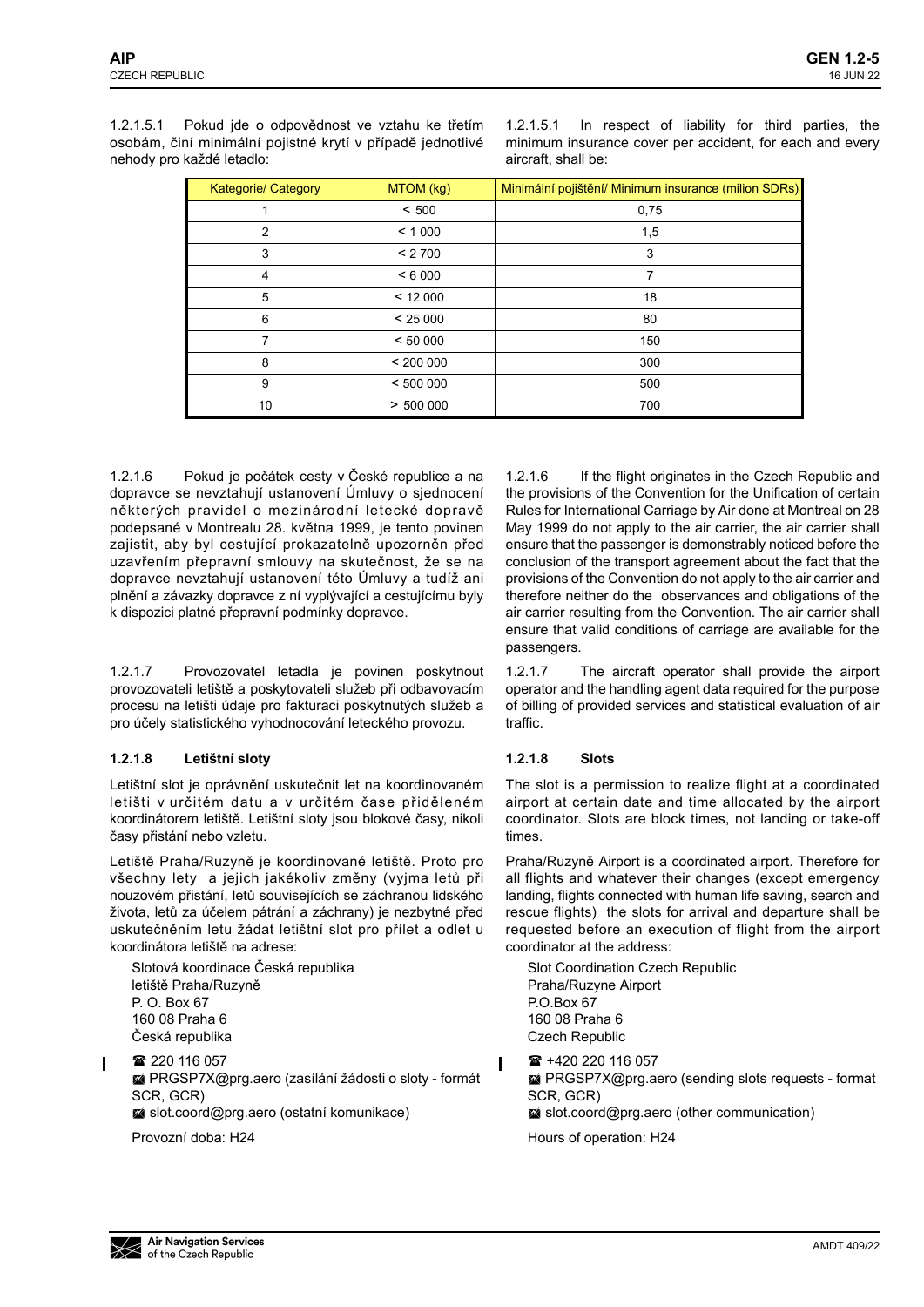1.2.1.5.1 Pokud jde o odpovědnost ve vztahu ke třetím osobám, činí minimální pojistné krytí v případě jednotlivé nehody pro každé letadlo:

1.2.1.5.1 In respect of liability for third parties, the minimum insurance cover per accident, for each and every aircraft, shall be:

| Kategorie/ Category | MTOM (kg) | Minimální pojištění/ Minimum insurance (milion SDRs) |
|---|---|---|
| 1 | < 500 | 0,75 |
| 2 | < 1 000 | 1,5 |
| 3 | < 2 700 | 3 |
| 4 | < 6 000 | 7 |
| 5 | < 12 000 | 18 |
| 6 | < 25 000 | 80 |
| 7 | < 50 000 | 150 |
| 8 | < 200 000 | 300 |
| 9 | < 500 000 | 500 |
| 10 | > 500 000 | 700 |

1.2.1.6 Pokud je počátek cesty v České republice a na dopravce se nevztahují ustanovení Úmluvy o sjednocení některých pravidel o mezinárodní letecké dopravě podepsané v Montrealu 28. května 1999, je tento povinen zajistit, aby byl cestující prokazatelně upozorněn před uzavřením přepravní smlouvy na skutečnost, že se na dopravce nevztahují ustanovení této Úmluvy a tudíž ani plnění a závazky dopravce z ní vyplývající a cestujícímu byly k dispozici platné přepravní podmínky dopravce.

1.2.1.6 If the flight originates in the Czech Republic and the provisions of the Convention for the Unification of certain Rules for International Carriage by Air done at Montreal on 28 May 1999 do not apply to the air carrier, the air carrier shall ensure that the passenger is demonstrably noticed before the conclusion of the transport agreement about the fact that the provisions of the Convention do not apply to the air carrier and therefore neither do the observances and obligations of the air carrier resulting from the Convention. The air carrier shall ensure that valid conditions of carriage are available for the passengers.

1.2.1.7 Provozovatel letadla je povinen poskytnout provozovateli letiště a poskytovateli služeb při odbavovacím procesu na letišti údaje pro fakturaci poskytnutých služeb a pro účely statistického vyhodnocování leteckého provozu.

1.2.1.7 The aircraft operator shall provide the airport operator and the handling agent data required for the purpose of billing of provided services and statistical evaluation of air traffic.

### 1.2.1.8 Letištní sloty

Letištní slot je oprávnění uskutečnit let na koordinovaném letišti v určitém datu a v určitém čase přiděleném koordinátorem letiště. Letištní sloty jsou blokové časy, nikoli časy přistání nebo vzletu.

Letiště Praha/Ruzyně je koordinované letiště. Proto pro všechny lety a jejich jakékoliv změny (vyjma letů při nouzovém přistání, letů souvisejících se záchranou lidského života, letů za účelem pátrání a záchrany) je nezbytné před uskutečněním letu žádat letištní slot pro přílet a odlet u koordinátora letiště na adrese:

Slotová koordinace Česká republika  
letiště Praha/Ruzyně  
P. O. Box 67  
160 08 Praha 6  
Česká republika

☎ 220 116 057  
✉ PRGSP7X@prg.aero (zasílání žádosti o sloty - formát SCR, GCR)  
✉ slot.coord@prg.aero (ostatní komunikace)

Provozní doba: H24

### 1.2.1.8 Slots

The slot is a permission to realize flight at a coordinated airport at certain date and time allocated by the airport coordinator. Slots are block times, not landing or take-off times.

Praha/Ruzyně Airport is a coordinated airport. Therefore for all flights and whatever their changes (except emergency landing, flights connected with human life saving, search and rescue flights) the slots for arrival and departure shall be requested before an execution of flight from the airport coordinator at the address:

Slot Coordination Czech Republic  
Praha/Ruzyne Airport  
P.O.Box 67  
160 08 Praha 6  
Czech Republic

☎ +420 220 116 057  
✉ PRGSP7X@prg.aero (sending slots requests - format SCR, GCR)  
✉ slot.coord@prg.aero (other communication)

Hours of operation: H24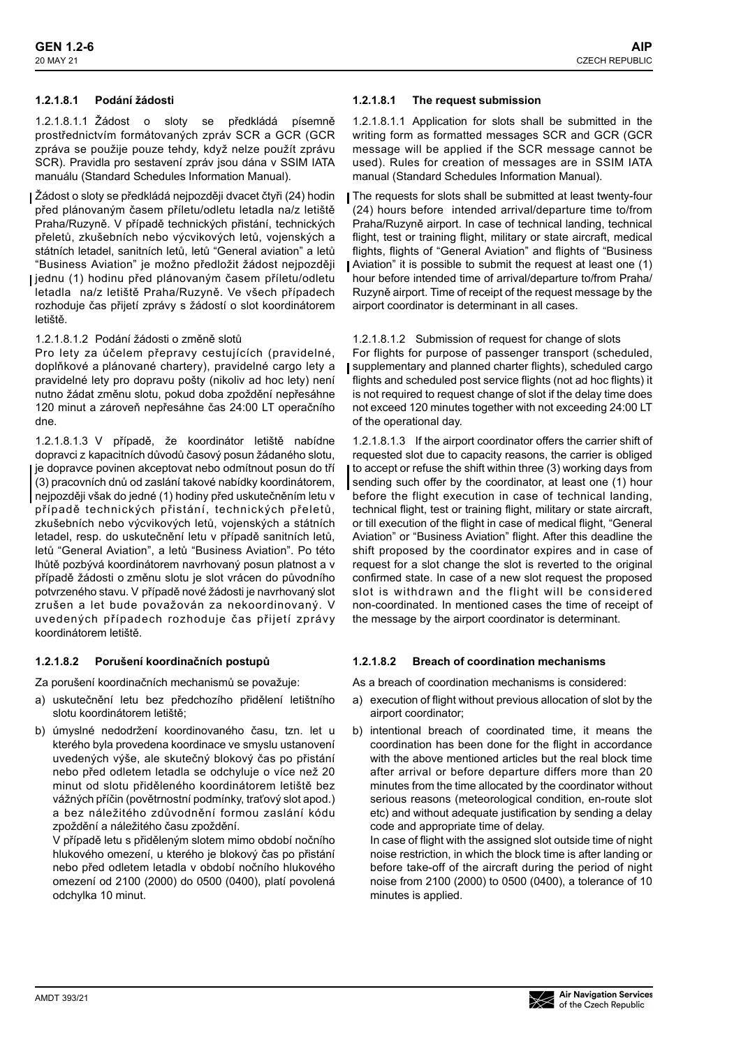#### 1.2.1.8.1 Podání žádosti

1.2.1.8.1.1 Žádost o sloty se předkládá písemně prostřednictvím formátovaných zpráv SCR a GCR (GCR zpráva se použije pouze tehdy, když nelze použít zprávu SCR). Pravidla pro sestavení zpráv jsou dána v SSIM IATA manuálu (Standard Schedules Information Manual).

Žádost o sloty se předkládá nejpozději dvacet čtyři (24) hodin před plánovaným časem příletu/odletu letadla na/z letiště Praha/Ruzyně. V případě technických přistání, technických přeletů, zkušebních nebo výcvikových letů, vojenských a státních letadel, sanitních letů, letů "General aviation" a letů "Business Aviation" je možno předložit žádost nejpozději jednu (1) hodinu před plánovaným časem příletu/odletu letadla na/z letiště Praha/Ruzyně. Ve všech případech rozhoduje čas přijetí zprávy s žádostí o slot koordinátorem letiště.

1.2.1.8.1.2 Podání žádosti o změně slotů
Pro lety za účelem přepravy cestujících (pravidelné, doplňkové a plánované chartery), pravidelné cargo lety a pravidelné lety pro dopravu pošty (nikoliv ad hoc lety) není nutno žádat změnu slotu, pokud doba zpoždění nepřesáhne 120 minut a zároveň nepřesáhne čas 24:00 LT operačního dne.

1.2.1.8.1.3 V případě, že koordinátor letiště nabídne dopravci z kapacitních důvodů časový posun žádaného slotu, je dopravce povinen akceptovat nebo odmítnout posun do tří (3) pracovních dnů od zaslání takové nabídky koordinátorem, nejpozději však do jedné (1) hodiny před uskutečněním letu v případě technických přistání, technických přeletů, zkušebních nebo výcvikových letů, vojenských a státních letadel, resp. do uskutečnění letu v případě sanitních letů, letů "General Aviation", a letů "Business Aviation". Po této lhůtě pozbývá koordinátorem navrhovaný posun platnost a v případě žádosti o změnu slotu je slot vrácen do původního potvrzeného stavu. V případě nové žádosti je navrhovaný slot zrušen a let bude považován za nekoordinovaný. V uvedených případech rozhoduje čas přijetí zprávy koordinátorem letiště.

#### 1.2.1.8.2 Porušení koordinačních postupů

Za porušení koordinačních mechanismů se považuje:

a) uskutečnění letu bez předchozího přidělení letištního slotu koordinátorem letiště;

b) úmyslné nedodržení koordinovaného času, tzn. let u kterého byla provedena koordinace ve smyslu ustanovení uvedených výše, ale skutečný blokový čas po přistání nebo před odletem letadla se odchyluje o více než 20 minut od slotu přiděleného koordinátorem letiště bez vážných příčin (povětrnostní podmínky, traťový slot apod.) a bez náležitého zdůvodnění formou zaslání kódu zpoždění a náležitého času zpoždění.
   V případě letu s přiděleným slotem mimo období nočního hlukového omezení, u kterého je blokový čas po přistání nebo před odletem letadla v období nočního hlukového omezení od 2100 (2000) do 0500 (0400), platí povolená odchylka 10 minut.

#### 1.2.1.8.1 The request submission

1.2.1.8.1.1 Application for slots shall be submitted in the writing form as formatted messages SCR and GCR (GCR message will be applied if the SCR message cannot be used). Rules for creation of messages are in SSIM IATA manual (Standard Schedules Information Manual).

The requests for slots shall be submitted at least twenty-four (24) hours before intended arrival/departure time to/from Praha/Ruzyně airport. In case of technical landing, technical flight, test or training flight, military or state aircraft, medical flights, flights of "General Aviation" and flights of "Business Aviation" it is possible to submit the request at least one (1) hour before intended time of arrival/departure to/from Praha/Ruzyně airport. Time of receipt of the request message by the airport coordinator is determinant in all cases.

1.2.1.8.1.2 Submission of request for change of slots
For flights for purpose of passenger transport (scheduled, supplementary and planned charter flights), scheduled cargo flights and scheduled post service flights (not ad hoc flights) it is not required to request change of slot if the delay time does not exceed 120 minutes together with not exceeding 24:00 LT of the operational day.

1.2.1.8.1.3 If the airport coordinator offers the carrier shift of requested slot due to capacity reasons, the carrier is obliged to accept or refuse the shift within three (3) working days from sending such offer by the coordinator, at least one (1) hour before the flight execution in case of technical landing, technical flight, test or training flight, military or state aircraft, or till execution of the flight in case of medical flight, "General Aviation" or "Business Aviation" flight. After this deadline the shift proposed by the coordinator expires and in case of request for a slot change the slot is reverted to the original confirmed state. In case of a new slot request the proposed slot is withdrawn and the flight will be considered non-coordinated. In mentioned cases the time of receipt of the message by the airport coordinator is determinant.

#### 1.2.1.8.2 Breach of coordination mechanisms

As a breach of coordination mechanisms is considered:

a) execution of flight without previous allocation of slot by the airport coordinator;

b) intentional breach of coordinated time, it means the coordination has been done for the flight in accordance with the above mentioned articles but the real block time after arrival or before departure differs more than 20 minutes from the time allocated by the coordinator without serious reasons (meteorological condition, en-route slot etc) and without adequate justification by sending a delay code and appropriate time of delay.
   In case of flight with the assigned slot outside time of night noise restriction, in which the block time is after landing or before take-off of the aircraft during the period of night noise from 2100 (2000) to 0500 (0400), a tolerance of 10 minutes is applied.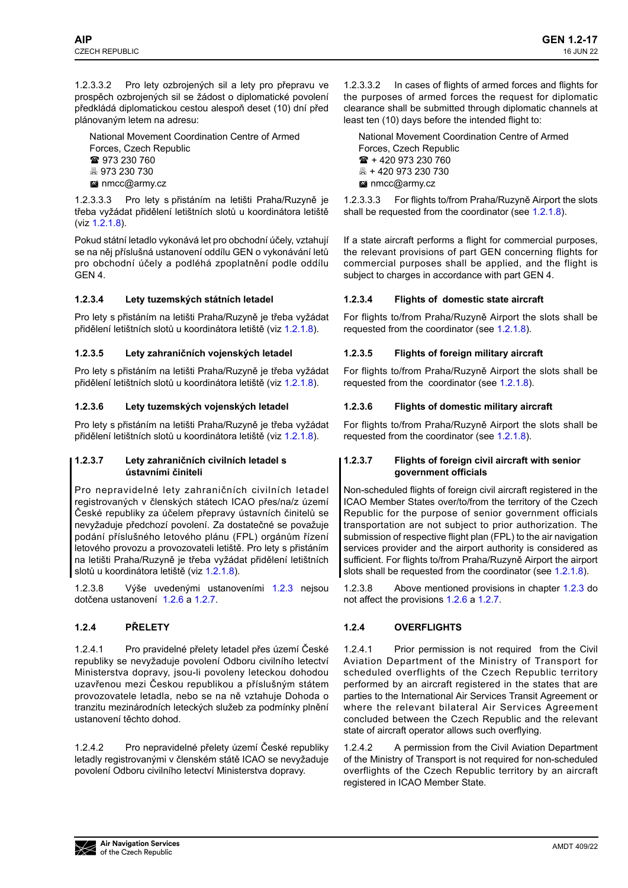1.2.3.3.2 Pro lety ozbrojených sil a lety pro přepravu ve prospěch ozbrojených sil se žádost o diplomatické povolení předkládá diplomatickou cestou alespoň deset (10) dní před plánovaným letem na adresu:

National Movement Coordination Centre of Armed Forces, Czech Republic
☎ 973 230 760
🖷 973 230 730
✉ nmcc@army.cz

1.2.3.3.3 Pro lety s přistáním na letišti Praha/Ruzyně je třeba vyžádat přidělení letištních slotů u koordinátora letiště (viz 1.2.1.8).

Pokud státní letadlo vykonává let pro obchodní účely, vztahují se na něj příslušná ustanovení oddílu GEN o vykonávání letů pro obchodní účely a podléhá zpoplatnění podle oddílu GEN 4.

### 1.2.3.4 Lety tuzemských státních letadel

Pro lety s přistáním na letišti Praha/Ruzyně je třeba vyžádat přidělení letištních slotů u koordinátora letiště (viz 1.2.1.8).

### 1.2.3.5 Lety zahraničních vojenských letadel

Pro lety s přistáním na letišti Praha/Ruzyně je třeba vyžádat přidělení letištních slotů u koordinátora letiště (viz 1.2.1.8).

### 1.2.3.6 Lety tuzemských vojenských letadel

Pro lety s přistáním na letišti Praha/Ruzyně je třeba vyžádat přidělení letištních slotů u koordinátora letiště (viz 1.2.1.8).

### 1.2.3.7 Lety zahraničních civilních letadel s ústavními činiteli

Pro nepravidelné lety zahraničních civilních letadel registrovaných v členských státech ICAO přes/na/z území České republiky za účelem přepravy ústavních činitelů se nevyžaduje předchozí povolení. Za dostatečné se považuje podání příslušného letového plánu (FPL) orgánům řízení letového provozu a provozovateli letiště. Pro lety s přistáním na letišti Praha/Ruzyně je třeba vyžádat přidělení letištních slotů u koordinátora letiště (viz 1.2.1.8).

1.2.3.8 Výše uvedenými ustanoveními 1.2.3 nejsou dotčena ustanovení 1.2.6 a 1.2.7.

## 1.2.4 PŘELETY

1.2.4.1 Pro pravidelné přelety letadel přes území České republiky se nevyžaduje povolení Odboru civilního letectví Ministerstva dopravy, jsou-li povoleny leteckou dohodou uzavřenou mezi Českou republikou a příslušným státem provozovatele letadla, nebo se na ně vztahuje Dohoda o tranzitu mezinárodních leteckých služeb za podmínky plnění ustanovení těchto dohod.

1.2.4.2 Pro nepravidelné přelety území České republiky letadly registrovanými v členském státě ICAO se nevyžaduje povolení Odboru civilního letectví Ministerstva dopravy.

1.2.3.3.2 In cases of flights of armed forces and flights for the purposes of armed forces the request for diplomatic clearance shall be submitted through diplomatic channels at least ten (10) days before the intended flight to:

National Movement Coordination Centre of Armed Forces, Czech Republic
☎ + 420 973 230 760
🖷 + 420 973 230 730
✉ nmcc@army.cz

1.2.3.3.3 For flights to/from Praha/Ruzyně Airport the slots shall be requested from the coordinator (see 1.2.1.8).

If a state aircraft performs a flight for commercial purposes, the relevant provisions of part GEN concerning flights for commercial purposes shall be applied, and the flight is subject to charges in accordance with part GEN 4.

### 1.2.3.4 Flights of domestic state aircraft

For flights to/from Praha/Ruzyně Airport the slots shall be requested from the coordinator (see 1.2.1.8).

### 1.2.3.5 Flights of foreign military aircraft

For flights to/from Praha/Ruzyně Airport the slots shall be requested from the coordinator (see 1.2.1.8).

### 1.2.3.6 Flights of domestic military aircraft

For flights to/from Praha/Ruzyně Airport the slots shall be requested from the coordinator (see 1.2.1.8).

### 1.2.3.7 Flights of foreign civil aircraft with senior government officials

Non-scheduled flights of foreign civil aircraft registered in the ICAO Member States over/to/from the territory of the Czech Republic for the purpose of senior government officials transportation are not subject to prior authorization. The submission of respective flight plan (FPL) to the air navigation services provider and the airport authority is considered as sufficient. For flights to/from Praha/Ruzyně Airport the airport slots shall be requested from the coordinator (see 1.2.1.8).

1.2.3.8 Above mentioned provisions in chapter 1.2.3 do not affect the provisions 1.2.6 a 1.2.7.

## 1.2.4 OVERFLIGHTS

1.2.4.1 Prior permission is not required from the Civil Aviation Department of the Ministry of Transport for scheduled overflights of the Czech Republic territory performed by an aircraft registered in the states that are parties to the International Air Services Transit Agreement or where the relevant bilateral Air Services Agreement concluded between the Czech Republic and the relevant state of aircraft operator allows such overflying.

1.2.4.2 A permission from the Civil Aviation Department of the Ministry of Transport is not required for non-scheduled overflights of the Czech Republic territory by an aircraft registered in ICAO Member State.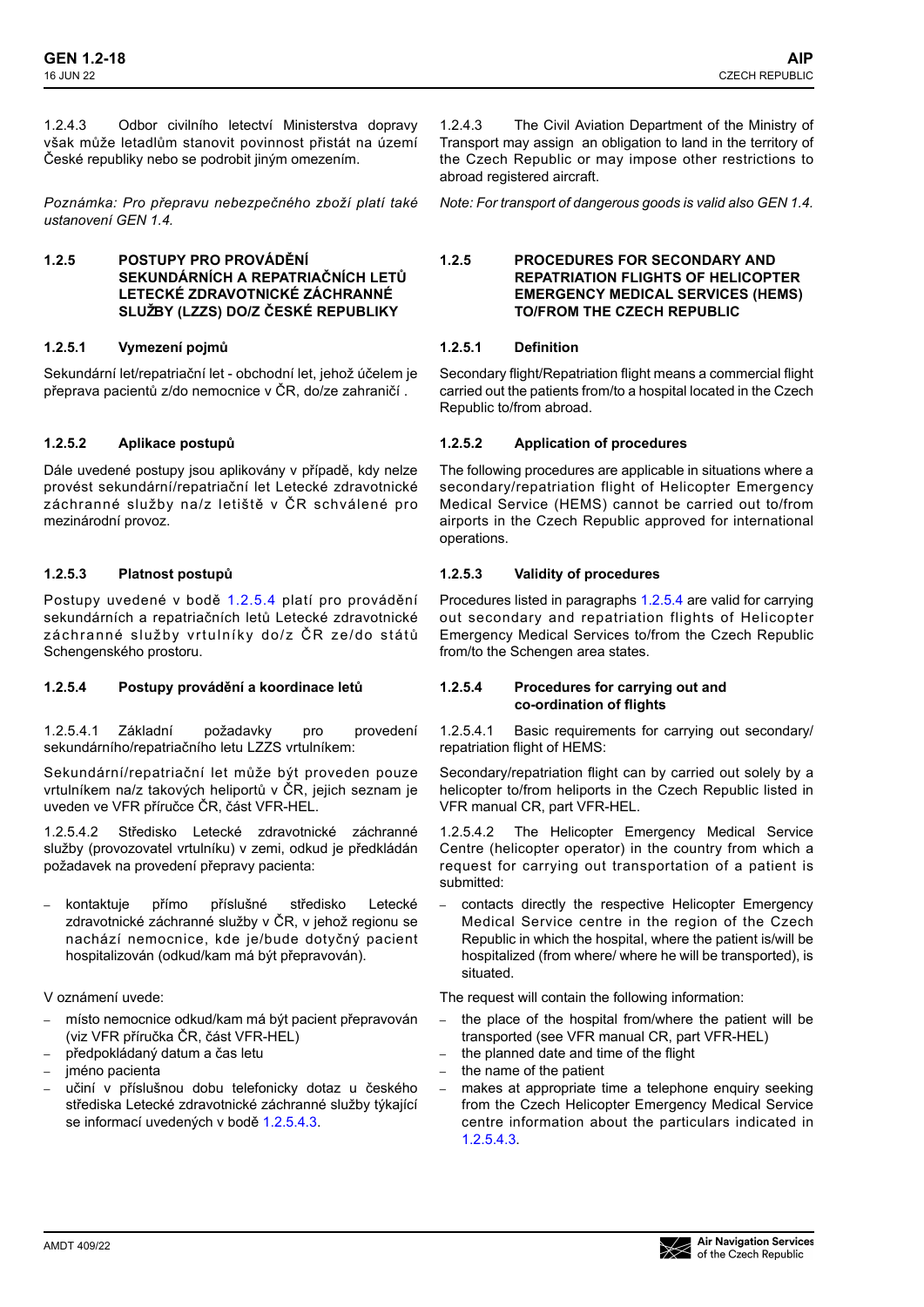1.2.4.3 Odbor civilního letectví Ministerstva dopravy však může letadlům stanovit povinnost přistát na území České republiky nebo se podrobit jiným omezením.

*Poznámka: Pro přepravu nebezpečného zboží platí také ustanovení GEN 1.4.*

### 1.2.5 POSTUPY PRO PROVÁDĚNÍ SEKUNDÁRNÍCH A REPATRIAČNÍCH LETŮ LETECKÉ ZDRAVOTNICKÉ ZÁCHRANNÉ SLUŽBY (LZZS) DO/Z ČESKÉ REPUBLIKY

#### 1.2.5.1 Vymezení pojmů

Sekundární let/repatriační let - obchodní let, jehož účelem je přeprava pacientů z/do nemocnice v ČR, do/ze zahraničí .

#### 1.2.5.2 Aplikace postupů

Dále uvedené postupy jsou aplikovány v případě, kdy nelze provést sekundární/repatriační let Letecké zdravotnické záchranné služby na/z letiště v ČR schválené pro mezinárodní provoz.

#### 1.2.5.3 Platnost postupů

Postupy uvedené v bodě 1.2.5.4 platí pro provádění sekundárních a repatriačních letů Letecké zdravotnické záchranné služby vrtulníky do/z ČR ze/do států Schengenského prostoru.

#### 1.2.5.4 Postupy provádění a koordinace letů

1.2.5.4.1 Základní požadavky pro provedení sekundárního/repatriačního letu LZZS vrtulníkem:

Sekundární/repatriační let může být proveden pouze vrtulníkem na/z takových heliportů v ČR, jejich seznam je uveden ve VFR příručce ČR, část VFR-HEL.

1.2.5.4.2 Středisko Letecké zdravotnické záchranné služby (provozovatel vrtulníku) v zemi, odkud je předkládán požadavek na provedení přepravy pacienta:

- kontaktuje přímo příslušné středisko Letecké zdravotnické záchranné služby v ČR, v jehož regionu se nachází nemocnice, kde je/bude dotyčný pacient hospitalizován (odkud/kam má být přepravován).

V oznámení uvede:

- místo nemocnice odkud/kam má být pacient přepravován (viz VFR příručka ČR, část VFR-HEL)
- předpokládaný datum a čas letu
- jméno pacienta
- učiní v příslušnou dobu telefonicky dotaz u českého střediska Letecké zdravotnické záchranné služby týkající se informací uvedených v bodě 1.2.5.4.3.

---

1.2.4.3 The Civil Aviation Department of the Ministry of Transport may assign an obligation to land in the territory of the Czech Republic or may impose other restrictions to abroad registered aircraft.

*Note: For transport of dangerous goods is valid also GEN 1.4.*

### 1.2.5 PROCEDURES FOR SECONDARY AND REPATRIATION FLIGHTS OF HELICOPTER EMERGENCY MEDICAL SERVICES (HEMS) TO/FROM THE CZECH REPUBLIC

#### 1.2.5.1 Definition

Secondary flight/Repatriation flight means a commercial flight carried out the patients from/to a hospital located in the Czech Republic to/from abroad.

#### 1.2.5.2 Application of procedures

The following procedures are applicable in situations where a secondary/repatriation flight of Helicopter Emergency Medical Service (HEMS) cannot be carried out to/from airports in the Czech Republic approved for international operations.

#### 1.2.5.3 Validity of procedures

Procedures listed in paragraphs 1.2.5.4 are valid for carrying out secondary and repatriation flights of Helicopter Emergency Medical Services to/from the Czech Republic from/to the Schengen area states.

#### 1.2.5.4 Procedures for carrying out and co-ordination of flights

1.2.5.4.1 Basic requirements for carrying out secondary/ repatriation flight of HEMS:

Secondary/repatriation flight can by carried out solely by a helicopter to/from heliports in the Czech Republic listed in VFR manual CR, part VFR-HEL.

1.2.5.4.2 The Helicopter Emergency Medical Service Centre (helicopter operator) in the country from which a request for carrying out transportation of a patient is submitted:

- contacts directly the respective Helicopter Emergency Medical Service centre in the region of the Czech Republic in which the hospital, where the patient is/will be hospitalized (from where/ where he will be transported), is situated.

The request will contain the following information:

- the place of the hospital from/where the patient will be transported (see VFR manual CR, part VFR-HEL)
- the planned date and time of the flight
- the name of the patient
- makes at appropriate time a telephone enquiry seeking from the Czech Helicopter Emergency Medical Service centre information about the particulars indicated in 1.2.5.4.3.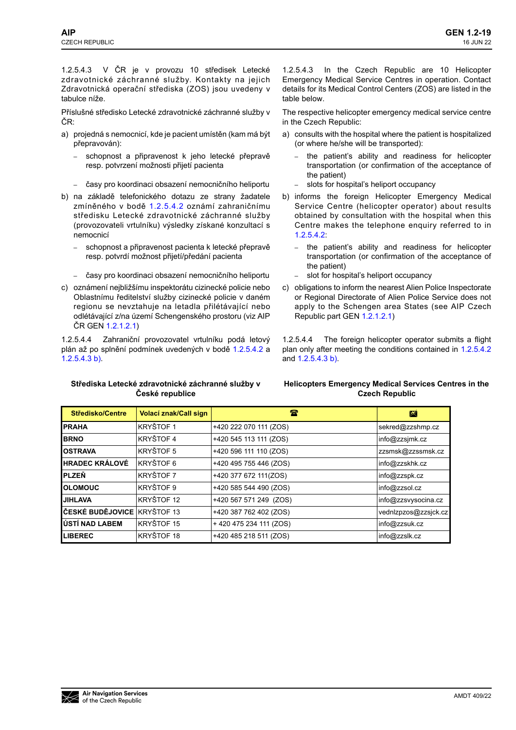1.2.5.4.3 V ČR je v provozu 10 středisek Letecké zdravotnické záchranné služby. Kontakty na jejich Zdravotnická operační střediska (ZOS) jsou uvedeny v tabulce níže.

Příslušné středisko Letecké zdravotnické záchranné služby v ČR:

a) projedná s nemocnicí, kde je pacient umístěn (kam má být přepravován):
   - schopnost a připravenost k jeho letecké přepravě resp. potvrzení možnosti přijetí pacienta
   - časy pro koordinaci obsazení nemocničního heliportu

b) na základě telefonického dotazu ze strany žadatele zmíněného v bodě 1.2.5.4.2 oznámí zahraničnímu středisku Letecké zdravotnické záchranné služby (provozovateli vrtulníku) výsledky získané konzultací s nemocnicí
   - schopnost a připravenost pacienta k letecké přepravě resp. potvrdí možnost přijetí/předání pacienta
   - časy pro koordinaci obsazení nemocničního heliportu

c) oznámení nejbližšímu inspektorátu cizinecké policie nebo Oblastnímu ředitelství služby cizinecké policie v daném regionu se nevztahuje na letadla přilétávající nebo odlétávající z/na území Schengenského prostoru (viz AIP ČR GEN 1.2.1.2.1)

1.2.5.4.4 Zahraniční provozovatel vrtulníku podá letový plán až po splnění podmínek uvedených v bodě 1.2.5.4.2 a 1.2.5.4.3 b).

1.2.5.4.3 In the Czech Republic are 10 Helicopter Emergency Medical Service Centres in operation. Contact details for its Medical Control Centers (ZOS) are listed in the table below.

The respective helicopter emergency medical service centre in the Czech Republic:

a) consults with the hospital where the patient is hospitalized (or where he/she will be transported):
   - the patient's ability and readiness for helicopter transportation (or confirmation of the acceptance of the patient)
   - slots for hospital's heliport occupancy

b) informs the foreign Helicopter Emergency Medical Service Centre (helicopter operator) about results obtained by consultation with the hospital when this Centre makes the telephone enquiry referred to in 1.2.5.4.2:
   - the patient's ability and readiness for helicopter transportation (or confirmation of the acceptance of the patient)
   - slot for hospital's heliport occupancy

c) obligations to inform the nearest Alien Police Inspectorate or Regional Directorate of Alien Police Service does not apply to the Schengen area States (see AIP Czech Republic part GEN 1.2.1.2.1)

1.2.5.4.4 The foreign helicopter operator submits a flight plan only after meeting the conditions contained in 1.2.5.4.2 and 1.2.5.4.3 b).

**Střediska Letecké zdravotnické záchranné služby v České republice**

**Helicopters Emergency Medical Services Centres in the Czech Republic**

| Středisko/Centre | Volací znak/Call sign | ☎ | ✉ |
|---|---|---|---|
| **PRAHA** | KRYŠTOF 1 | +420 222 070 111 (ZOS) | sekred@zzshmp.cz |
| **BRNO** | KRYŠTOF 4 | +420 545 113 111 (ZOS) | info@zzsjmk.cz |
| **OSTRAVA** | KRYŠTOF 5 | +420 596 111 110 (ZOS) | zzsmsk@zzssmsk.cz |
| **HRADEC KRÁLOVÉ** | KRYŠTOF 6 | +420 495 755 446 (ZOS) | info@zzskhk.cz |
| **PLZEŇ** | KRYŠTOF 7 | +420 377 672 111(ZOS) | info@zzspk.cz |
| **OLOMOUC** | KRYŠTOF 9 | +420 585 544 490 (ZOS) | info@zzsol.cz |
| **JIHLAVA** | KRYŠTOF 12 | +420 567 571 249 (ZOS) | info@zzsvysocina.cz |
| **ČESKÉ BUDĚJOVICE** | KRYŠTOF 13 | +420 387 762 402 (ZOS) | vednlzpzos@zzsjck.cz |
| **ÚSTÍ NAD LABEM** | KRYŠTOF 15 | + 420 475 234 111 (ZOS) | info@zzsuk.cz |
| **LIBEREC** | KRYŠTOF 18 | +420 485 218 511 (ZOS) | info@zzslk.cz |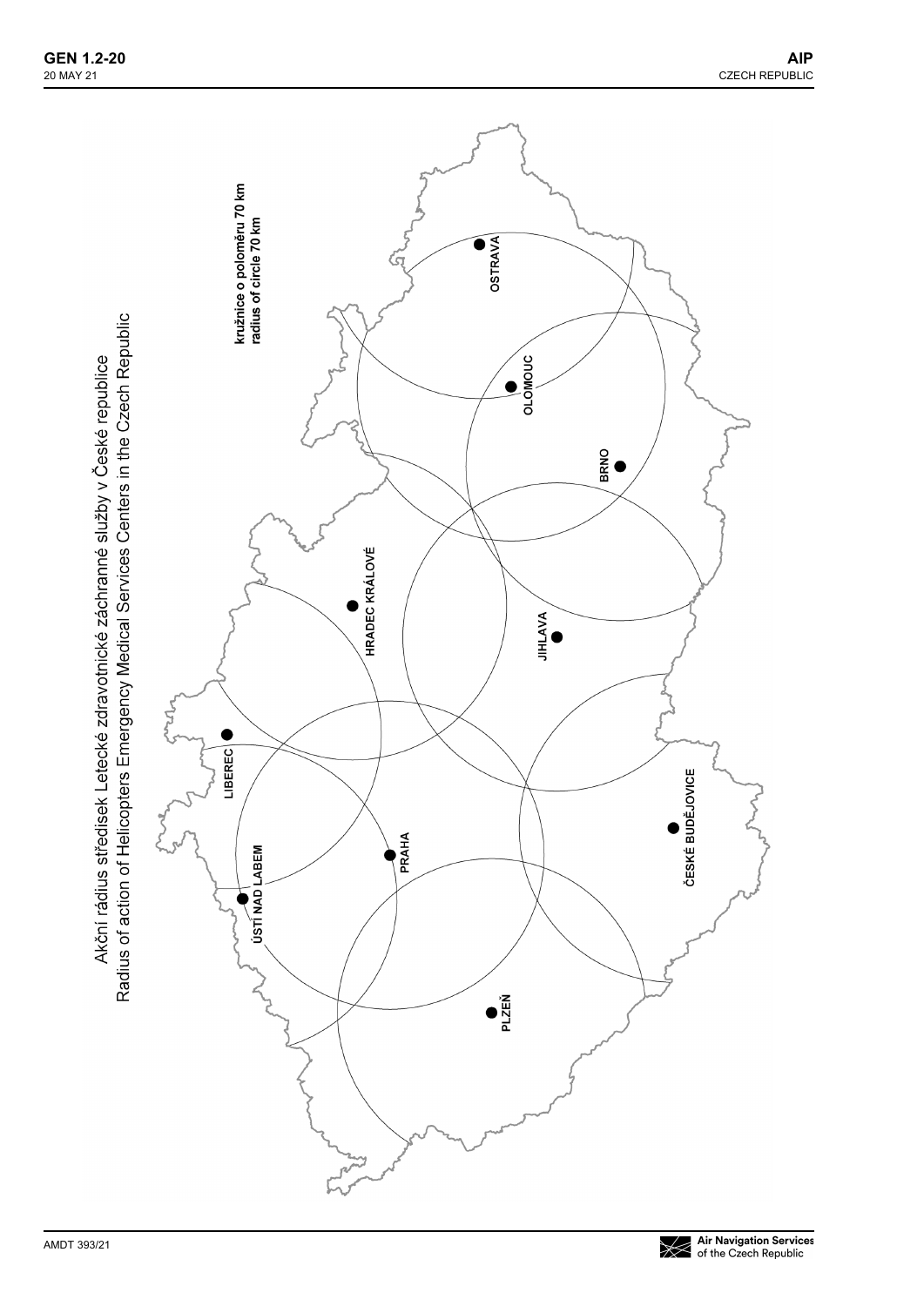Akční rádius středisek Letecké zdravotnické záchranné služby v České republice

Radius of action of Helicopters Emergency Medical Services Centers in the Czech Republic

kružnice o poloměru 70 km

radius of circle 70 km

OSTRAVA

OLOMOUC

BRNO

HRADEC KRÁLOVÉ

JIHLAVA

LIBEREC

PRAHA

ÚSTÍ NAD LABEM

ČESKÉ BUDĚJOVICE

PLZEŇ